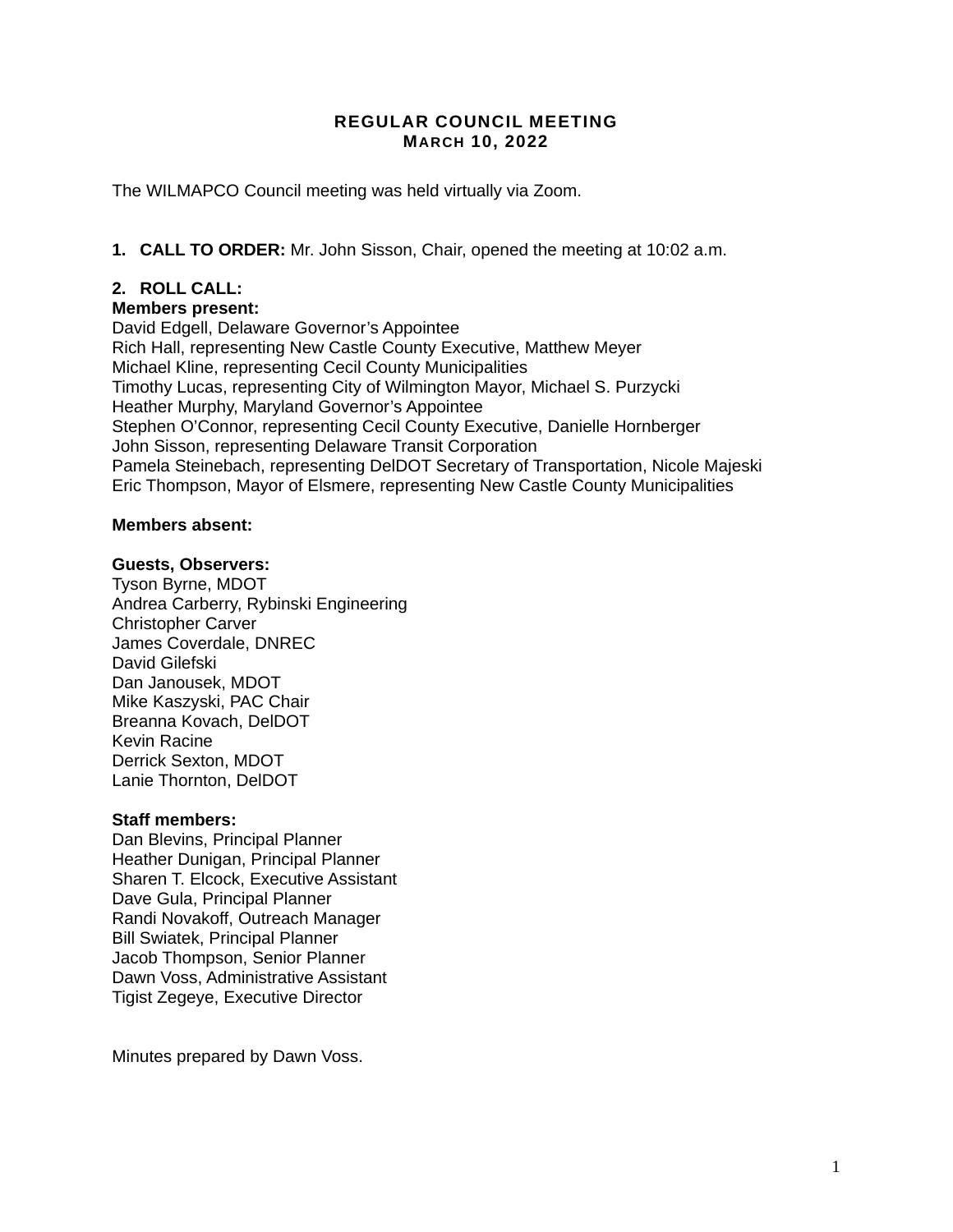# REGULAR COUNCIL MEETING
## MARCH 10, 2022

The WILMAPCO Council meeting was held virtually via Zoom.

1. **CALL TO ORDER:** Mr. John Sisson, Chair, opened the meeting at 10:02 a.m.

2. **ROLL CALL:**

**Members present:**
David Edgell, Delaware Governor's Appointee
Rich Hall, representing New Castle County Executive, Matthew Meyer
Michael Kline, representing Cecil County Municipalities
Timothy Lucas, representing City of Wilmington Mayor, Michael S. Purzycki
Heather Murphy, Maryland Governor's Appointee
Stephen O'Connor, representing Cecil County Executive, Danielle Hornberger
John Sisson, representing Delaware Transit Corporation
Pamela Steinebach, representing DelDOT Secretary of Transportation, Nicole Majeski
Eric Thompson, Mayor of Elsmere, representing New Castle County Municipalities

**Members absent:**

**Guests, Observers:**
Tyson Byrne, MDOT
Andrea Carberry, Rybinski Engineering
Christopher Carver
James Coverdale, DNREC
David Gilefski
Dan Janousek, MDOT
Mike Kaszyski, PAC Chair
Breanna Kovach, DelDOT
Kevin Racine
Derrick Sexton, MDOT
Lanie Thornton, DelDOT

**Staff members:**
Dan Blevins, Principal Planner
Heather Dunigan, Principal Planner
Sharen T. Elcock, Executive Assistant
Dave Gula, Principal Planner
Randi Novakoff, Outreach Manager
Bill Swiatek, Principal Planner
Jacob Thompson, Senior Planner
Dawn Voss, Administrative Assistant
Tigist Zegeye, Executive Director

Minutes prepared by Dawn Voss.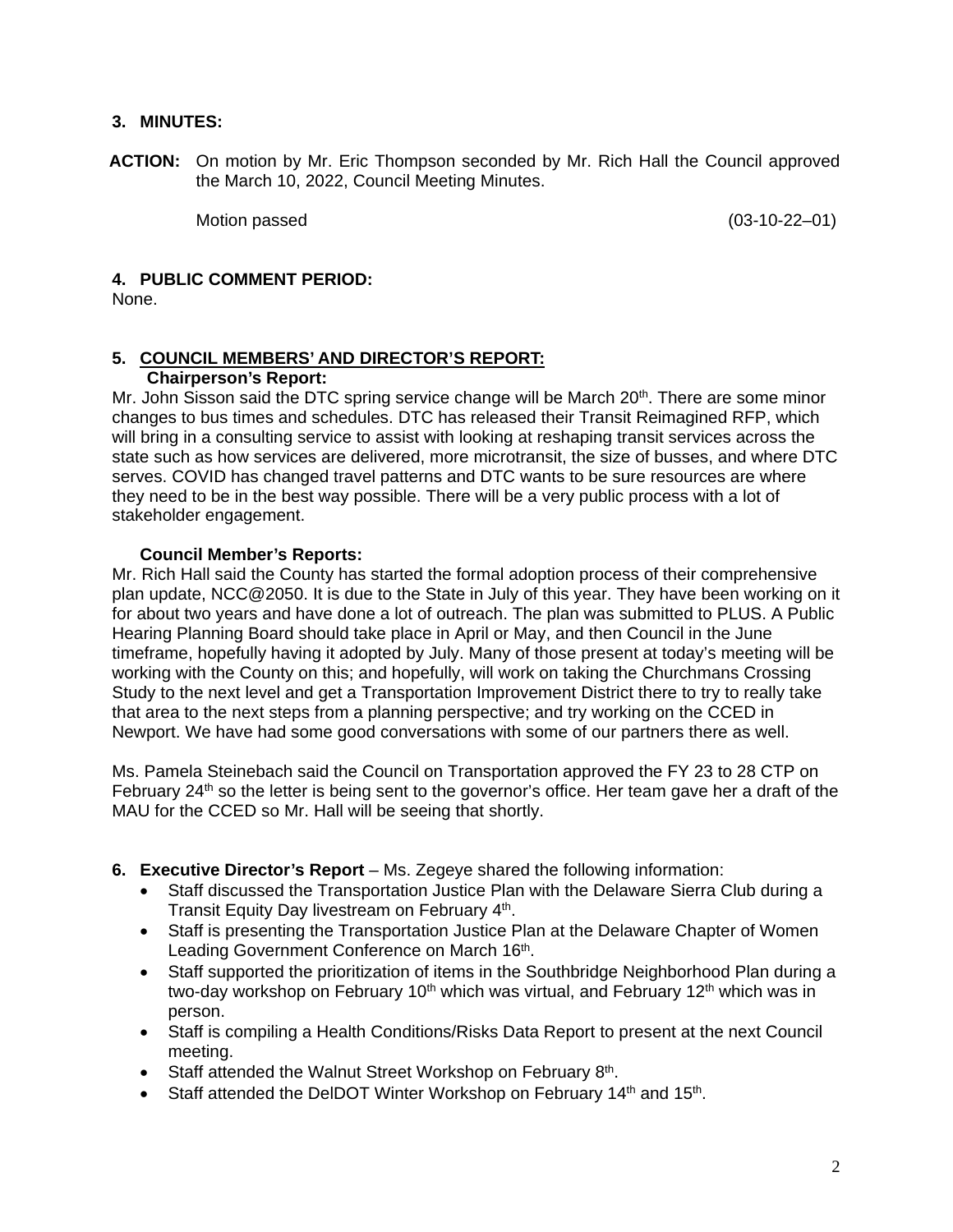## 3. MINUTES:

**ACTION:** On motion by Mr. Eric Thompson seconded by Mr. Rich Hall the Council approved the March 10, 2022, Council Meeting Minutes.

Motion passed (03-10-22–01)

## 4. PUBLIC COMMENT PERIOD:

None.

## 5. COUNCIL MEMBERS' AND DIRECTOR'S REPORT:

### Chairperson's Report:

Mr. John Sisson said the DTC spring service change will be March 20th. There are some minor changes to bus times and schedules. DTC has released their Transit Reimagined RFP, which will bring in a consulting service to assist with looking at reshaping transit services across the state such as how services are delivered, more microtransit, the size of busses, and where DTC serves. COVID has changed travel patterns and DTC wants to be sure resources are where they need to be in the best way possible. There will be a very public process with a lot of stakeholder engagement.

### Council Member's Reports:

Mr. Rich Hall said the County has started the formal adoption process of their comprehensive plan update, NCC@2050. It is due to the State in July of this year. They have been working on it for about two years and have done a lot of outreach. The plan was submitted to PLUS. A Public Hearing Planning Board should take place in April or May, and then Council in the June timeframe, hopefully having it adopted by July. Many of those present at today's meeting will be working with the County on this; and hopefully, will work on taking the Churchmans Crossing Study to the next level and get a Transportation Improvement District there to try to really take that area to the next steps from a planning perspective; and try working on the CCED in Newport. We have had some good conversations with some of our partners there as well.

Ms. Pamela Steinebach said the Council on Transportation approved the FY 23 to 28 CTP on February 24th so the letter is being sent to the governor's office. Her team gave her a draft of the MAU for the CCED so Mr. Hall will be seeing that shortly.

## 6. Executive Director's Report – Ms. Zegeye shared the following information:

- Staff discussed the Transportation Justice Plan with the Delaware Sierra Club during a Transit Equity Day livestream on February 4th.
- Staff is presenting the Transportation Justice Plan at the Delaware Chapter of Women Leading Government Conference on March 16th.
- Staff supported the prioritization of items in the Southbridge Neighborhood Plan during a two-day workshop on February 10th which was virtual, and February 12th which was in person.
- Staff is compiling a Health Conditions/Risks Data Report to present at the next Council meeting.
- Staff attended the Walnut Street Workshop on February 8th.
- Staff attended the DelDOT Winter Workshop on February 14th and 15th.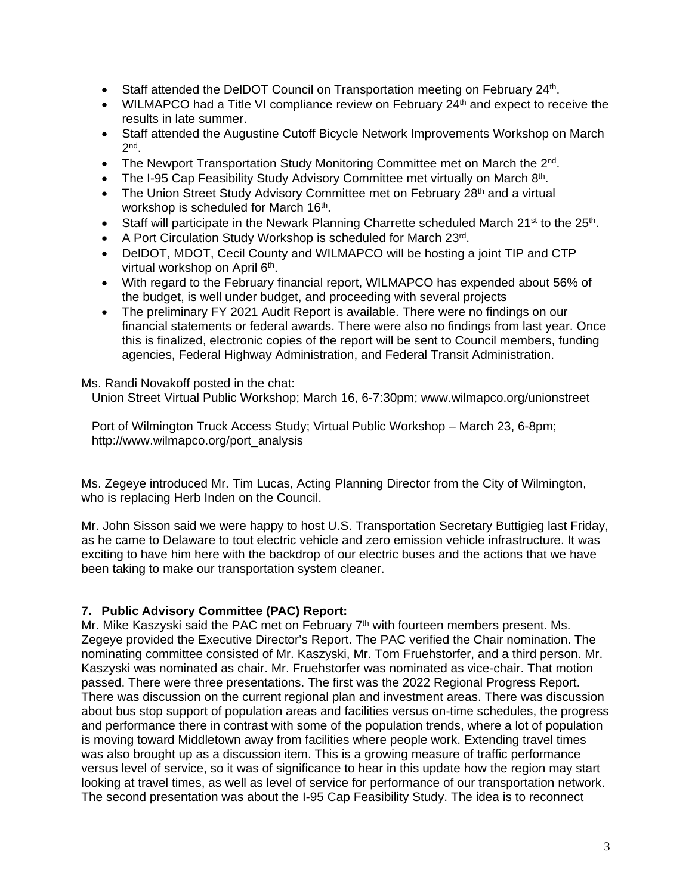- Staff attended the DelDOT Council on Transportation meeting on February 24th.
- WILMAPCO had a Title VI compliance review on February 24th and expect to receive the results in late summer.
- Staff attended the Augustine Cutoff Bicycle Network Improvements Workshop on March 2nd.
- The Newport Transportation Study Monitoring Committee met on March the 2nd.
- The I-95 Cap Feasibility Study Advisory Committee met virtually on March 8th.
- The Union Street Study Advisory Committee met on February 28th and a virtual workshop is scheduled for March 16th.
- Staff will participate in the Newark Planning Charrette scheduled March 21st to the 25th.
- A Port Circulation Study Workshop is scheduled for March 23rd.
- DelDOT, MDOT, Cecil County and WILMAPCO will be hosting a joint TIP and CTP virtual workshop on April 6th.
- With regard to the February financial report, WILMAPCO has expended about 56% of the budget, is well under budget, and proceeding with several projects
- The preliminary FY 2021 Audit Report is available. There were no findings on our financial statements or federal awards. There were also no findings from last year. Once this is finalized, electronic copies of the report will be sent to Council members, funding agencies, Federal Highway Administration, and Federal Transit Administration.

Ms. Randi Novakoff posted in the chat:

Union Street Virtual Public Workshop; March 16, 6-7:30pm; www.wilmapco.org/unionstreet

Port of Wilmington Truck Access Study; Virtual Public Workshop – March 23, 6-8pm; http://www.wilmapco.org/port_analysis

Ms. Zegeye introduced Mr. Tim Lucas, Acting Planning Director from the City of Wilmington, who is replacing Herb Inden on the Council.

Mr. John Sisson said we were happy to host U.S. Transportation Secretary Buttigieg last Friday, as he came to Delaware to tout electric vehicle and zero emission vehicle infrastructure. It was exciting to have him here with the backdrop of our electric buses and the actions that we have been taking to make our transportation system cleaner.

### 7. Public Advisory Committee (PAC) Report:

Mr. Mike Kaszyski said the PAC met on February 7th with fourteen members present. Ms. Zegeye provided the Executive Director's Report. The PAC verified the Chair nomination. The nominating committee consisted of Mr. Kaszyski, Mr. Tom Fruehstorfer, and a third person. Mr. Kaszyski was nominated as chair. Mr. Fruehstorfer was nominated as vice-chair. That motion passed. There were three presentations. The first was the 2022 Regional Progress Report. There was discussion on the current regional plan and investment areas. There was discussion about bus stop support of population areas and facilities versus on-time schedules, the progress and performance there in contrast with some of the population trends, where a lot of population is moving toward Middletown away from facilities where people work. Extending travel times was also brought up as a discussion item. This is a growing measure of traffic performance versus level of service, so it was of significance to hear in this update how the region may start looking at travel times, as well as level of service for performance of our transportation network. The second presentation was about the I-95 Cap Feasibility Study. The idea is to reconnect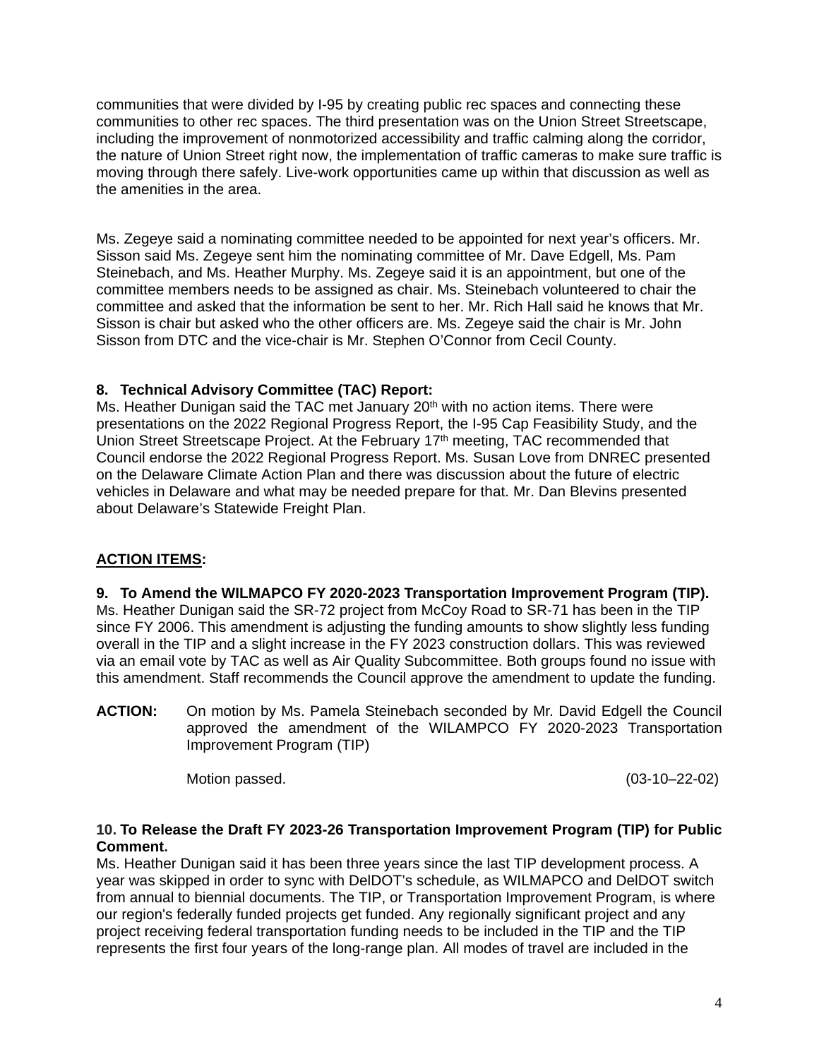communities that were divided by I-95 by creating public rec spaces and connecting these communities to other rec spaces. The third presentation was on the Union Street Streetscape, including the improvement of nonmotorized accessibility and traffic calming along the corridor, the nature of Union Street right now, the implementation of traffic cameras to make sure traffic is moving through there safely. Live-work opportunities came up within that discussion as well as the amenities in the area.

Ms. Zegeye said a nominating committee needed to be appointed for next year's officers. Mr. Sisson said Ms. Zegeye sent him the nominating committee of Mr. Dave Edgell, Ms. Pam Steinebach, and Ms. Heather Murphy. Ms. Zegeye said it is an appointment, but one of the committee members needs to be assigned as chair. Ms. Steinebach volunteered to chair the committee and asked that the information be sent to her. Mr. Rich Hall said he knows that Mr. Sisson is chair but asked who the other officers are. Ms. Zegeye said the chair is Mr. John Sisson from DTC and the vice-chair is Mr. Stephen O'Connor from Cecil County.

**8. Technical Advisory Committee (TAC) Report:**
Ms. Heather Dunigan said the TAC met January 20th with no action items. There were presentations on the 2022 Regional Progress Report, the I-95 Cap Feasibility Study, and the Union Street Streetscape Project. At the February 17th meeting, TAC recommended that Council endorse the 2022 Regional Progress Report. Ms. Susan Love from DNREC presented on the Delaware Climate Action Plan and there was discussion about the future of electric vehicles in Delaware and what may be needed prepare for that. Mr. Dan Blevins presented about Delaware's Statewide Freight Plan.

**<u>ACTION ITEMS</u>:**

**9. To Amend the WILMAPCO FY 2020-2023 Transportation Improvement Program (TIP).**
Ms. Heather Dunigan said the SR-72 project from McCoy Road to SR-71 has been in the TIP since FY 2006. This amendment is adjusting the funding amounts to show slightly less funding overall in the TIP and a slight increase in the FY 2023 construction dollars. This was reviewed via an email vote by TAC as well as Air Quality Subcommittee. Both groups found no issue with this amendment. Staff recommends the Council approve the amendment to update the funding.

**ACTION:** On motion by Ms. Pamela Steinebach seconded by Mr. David Edgell the Council approved the amendment of the WILAMPCO FY 2020-2023 Transportation Improvement Program (TIP)

Motion passed. (03-10–22-02)

**10. To Release the Draft FY 2023-26 Transportation Improvement Program (TIP) for Public Comment.**
Ms. Heather Dunigan said it has been three years since the last TIP development process. A year was skipped in order to sync with DelDOT's schedule, as WILMAPCO and DelDOT switch from annual to biennial documents. The TIP, or Transportation Improvement Program, is where our region's federally funded projects get funded. Any regionally significant project and any project receiving federal transportation funding needs to be included in the TIP and the TIP represents the first four years of the long-range plan. All modes of travel are included in the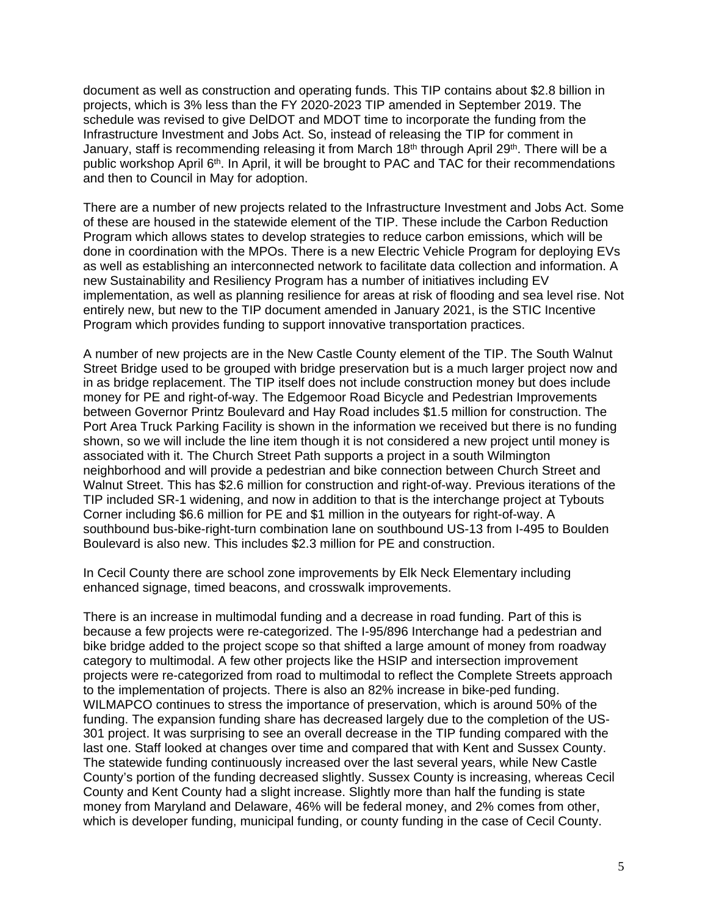document as well as construction and operating funds. This TIP contains about $2.8 billion in projects, which is 3% less than the FY 2020-2023 TIP amended in September 2019. The schedule was revised to give DelDOT and MDOT time to incorporate the funding from the Infrastructure Investment and Jobs Act. So, instead of releasing the TIP for comment in January, staff is recommending releasing it from March 18th through April 29th. There will be a public workshop April 6th. In April, it will be brought to PAC and TAC for their recommendations and then to Council in May for adoption.

There are a number of new projects related to the Infrastructure Investment and Jobs Act. Some of these are housed in the statewide element of the TIP. These include the Carbon Reduction Program which allows states to develop strategies to reduce carbon emissions, which will be done in coordination with the MPOs. There is a new Electric Vehicle Program for deploying EVs as well as establishing an interconnected network to facilitate data collection and information. A new Sustainability and Resiliency Program has a number of initiatives including EV implementation, as well as planning resilience for areas at risk of flooding and sea level rise. Not entirely new, but new to the TIP document amended in January 2021, is the STIC Incentive Program which provides funding to support innovative transportation practices.

A number of new projects are in the New Castle County element of the TIP. The South Walnut Street Bridge used to be grouped with bridge preservation but is a much larger project now and in as bridge replacement. The TIP itself does not include construction money but does include money for PE and right-of-way. The Edgemoor Road Bicycle and Pedestrian Improvements between Governor Printz Boulevard and Hay Road includes $1.5 million for construction. The Port Area Truck Parking Facility is shown in the information we received but there is no funding shown, so we will include the line item though it is not considered a new project until money is associated with it. The Church Street Path supports a project in a south Wilmington neighborhood and will provide a pedestrian and bike connection between Church Street and Walnut Street. This has $2.6 million for construction and right-of-way. Previous iterations of the TIP included SR-1 widening, and now in addition to that is the interchange project at Tybouts Corner including $6.6 million for PE and $1 million in the outyears for right-of-way. A southbound bus-bike-right-turn combination lane on southbound US-13 from I-495 to Boulden Boulevard is also new. This includes $2.3 million for PE and construction.

In Cecil County there are school zone improvements by Elk Neck Elementary including enhanced signage, timed beacons, and crosswalk improvements.

There is an increase in multimodal funding and a decrease in road funding. Part of this is because a few projects were re-categorized. The I-95/896 Interchange had a pedestrian and bike bridge added to the project scope so that shifted a large amount of money from roadway category to multimodal. A few other projects like the HSIP and intersection improvement projects were re-categorized from road to multimodal to reflect the Complete Streets approach to the implementation of projects. There is also an 82% increase in bike-ped funding. WILMAPCO continues to stress the importance of preservation, which is around 50% of the funding. The expansion funding share has decreased largely due to the completion of the US-301 project. It was surprising to see an overall decrease in the TIP funding compared with the last one. Staff looked at changes over time and compared that with Kent and Sussex County. The statewide funding continuously increased over the last several years, while New Castle County's portion of the funding decreased slightly. Sussex County is increasing, whereas Cecil County and Kent County had a slight increase. Slightly more than half the funding is state money from Maryland and Delaware, 46% will be federal money, and 2% comes from other, which is developer funding, municipal funding, or county funding in the case of Cecil County.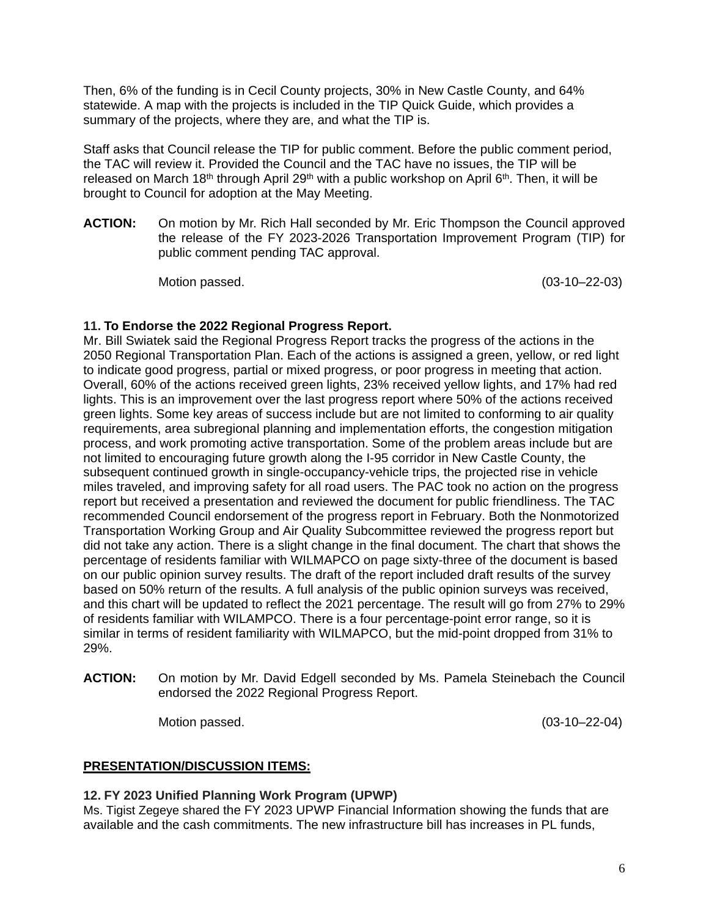Then, 6% of the funding is in Cecil County projects, 30% in New Castle County, and 64% statewide. A map with the projects is included in the TIP Quick Guide, which provides a summary of the projects, where they are, and what the TIP is.

Staff asks that Council release the TIP for public comment. Before the public comment period, the TAC will review it. Provided the Council and the TAC have no issues, the TIP will be released on March 18th through April 29th with a public workshop on April 6th. Then, it will be brought to Council for adoption at the May Meeting.

**ACTION:** On motion by Mr. Rich Hall seconded by Mr. Eric Thompson the Council approved the release of the FY 2023-2026 Transportation Improvement Program (TIP) for public comment pending TAC approval.

Motion passed. (03-10–22-03)

**11. To Endorse the 2022 Regional Progress Report.**

Mr. Bill Swiatek said the Regional Progress Report tracks the progress of the actions in the 2050 Regional Transportation Plan. Each of the actions is assigned a green, yellow, or red light to indicate good progress, partial or mixed progress, or poor progress in meeting that action. Overall, 60% of the actions received green lights, 23% received yellow lights, and 17% had red lights. This is an improvement over the last progress report where 50% of the actions received green lights. Some key areas of success include but are not limited to conforming to air quality requirements, area subregional planning and implementation efforts, the congestion mitigation process, and work promoting active transportation. Some of the problem areas include but are not limited to encouraging future growth along the I-95 corridor in New Castle County, the subsequent continued growth in single-occupancy-vehicle trips, the projected rise in vehicle miles traveled, and improving safety for all road users. The PAC took no action on the progress report but received a presentation and reviewed the document for public friendliness. The TAC recommended Council endorsement of the progress report in February. Both the Nonmotorized Transportation Working Group and Air Quality Subcommittee reviewed the progress report but did not take any action. There is a slight change in the final document. The chart that shows the percentage of residents familiar with WILMAPCO on page sixty-three of the document is based on our public opinion survey results. The draft of the report included draft results of the survey based on 50% return of the results. A full analysis of the public opinion surveys was received, and this chart will be updated to reflect the 2021 percentage. The result will go from 27% to 29% of residents familiar with WILAMPCO. There is a four percentage-point error range, so it is similar in terms of resident familiarity with WILMAPCO, but the mid-point dropped from 31% to 29%.

**ACTION:** On motion by Mr. David Edgell seconded by Ms. Pamela Steinebach the Council endorsed the 2022 Regional Progress Report.

Motion passed. (03-10–22-04)

**PRESENTATION/DISCUSSION ITEMS:**

**12. FY 2023 Unified Planning Work Program (UPWP)**

Ms. Tigist Zegeye shared the FY 2023 UPWP Financial Information showing the funds that are available and the cash commitments. The new infrastructure bill has increases in PL funds,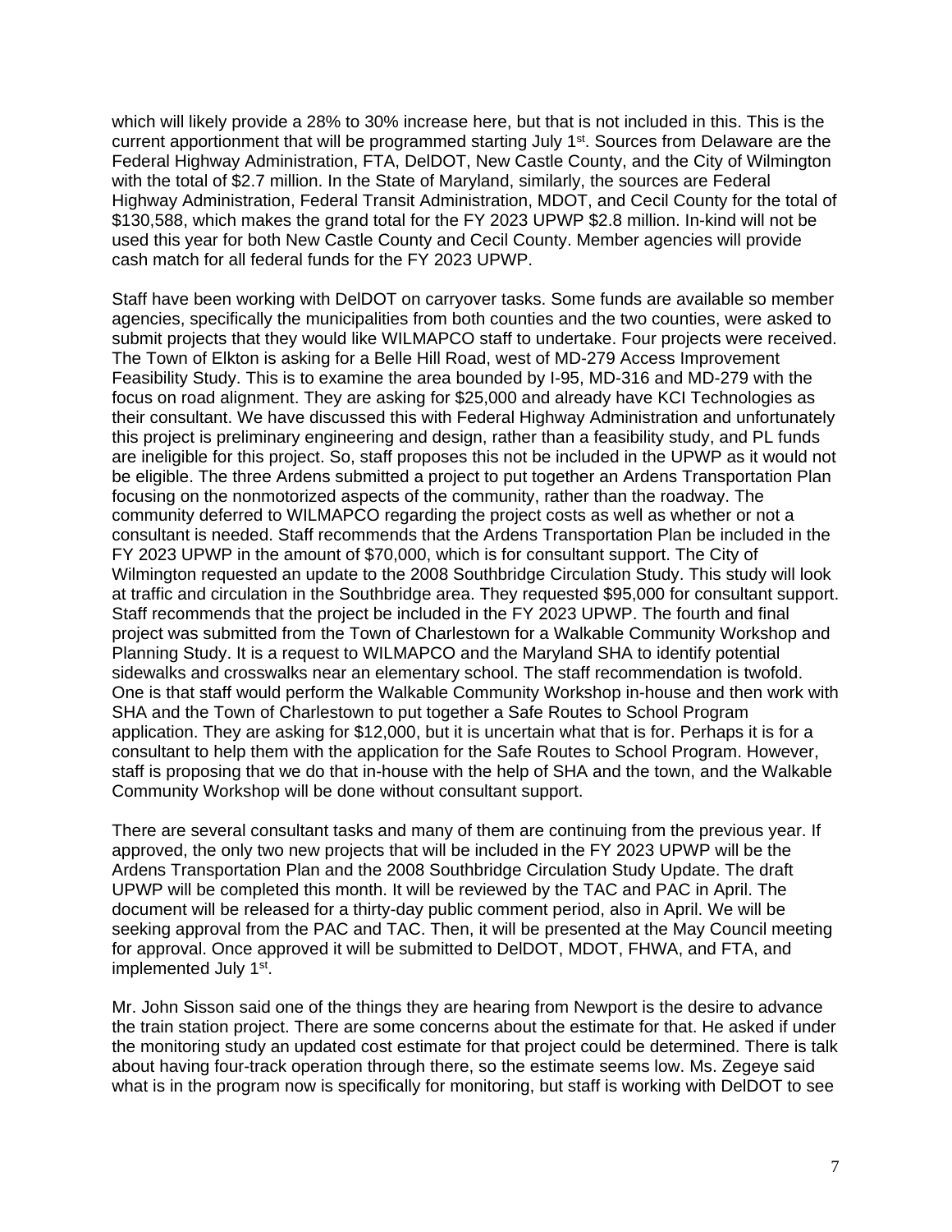which will likely provide a 28% to 30% increase here, but that is not included in this. This is the current apportionment that will be programmed starting July 1st. Sources from Delaware are the Federal Highway Administration, FTA, DelDOT, New Castle County, and the City of Wilmington with the total of $2.7 million. In the State of Maryland, similarly, the sources are Federal Highway Administration, Federal Transit Administration, MDOT, and Cecil County for the total of $130,588, which makes the grand total for the FY 2023 UPWP $2.8 million. In-kind will not be used this year for both New Castle County and Cecil County. Member agencies will provide cash match for all federal funds for the FY 2023 UPWP.

Staff have been working with DelDOT on carryover tasks. Some funds are available so member agencies, specifically the municipalities from both counties and the two counties, were asked to submit projects that they would like WILMAPCO staff to undertake. Four projects were received. The Town of Elkton is asking for a Belle Hill Road, west of MD-279 Access Improvement Feasibility Study. This is to examine the area bounded by I-95, MD-316 and MD-279 with the focus on road alignment. They are asking for $25,000 and already have KCI Technologies as their consultant. We have discussed this with Federal Highway Administration and unfortunately this project is preliminary engineering and design, rather than a feasibility study, and PL funds are ineligible for this project. So, staff proposes this not be included in the UPWP as it would not be eligible. The three Ardens submitted a project to put together an Ardens Transportation Plan focusing on the nonmotorized aspects of the community, rather than the roadway. The community deferred to WILMAPCO regarding the project costs as well as whether or not a consultant is needed. Staff recommends that the Ardens Transportation Plan be included in the FY 2023 UPWP in the amount of $70,000, which is for consultant support. The City of Wilmington requested an update to the 2008 Southbridge Circulation Study. This study will look at traffic and circulation in the Southbridge area. They requested $95,000 for consultant support. Staff recommends that the project be included in the FY 2023 UPWP. The fourth and final project was submitted from the Town of Charlestown for a Walkable Community Workshop and Planning Study. It is a request to WILMAPCO and the Maryland SHA to identify potential sidewalks and crosswalks near an elementary school. The staff recommendation is twofold. One is that staff would perform the Walkable Community Workshop in-house and then work with SHA and the Town of Charlestown to put together a Safe Routes to School Program application. They are asking for $12,000, but it is uncertain what that is for. Perhaps it is for a consultant to help them with the application for the Safe Routes to School Program. However, staff is proposing that we do that in-house with the help of SHA and the town, and the Walkable Community Workshop will be done without consultant support.

There are several consultant tasks and many of them are continuing from the previous year. If approved, the only two new projects that will be included in the FY 2023 UPWP will be the Ardens Transportation Plan and the 2008 Southbridge Circulation Study Update. The draft UPWP will be completed this month. It will be reviewed by the TAC and PAC in April. The document will be released for a thirty-day public comment period, also in April. We will be seeking approval from the PAC and TAC. Then, it will be presented at the May Council meeting for approval. Once approved it will be submitted to DelDOT, MDOT, FHWA, and FTA, and implemented July 1st.

Mr. John Sisson said one of the things they are hearing from Newport is the desire to advance the train station project. There are some concerns about the estimate for that. He asked if under the monitoring study an updated cost estimate for that project could be determined. There is talk about having four-track operation through there, so the estimate seems low. Ms. Zegeye said what is in the program now is specifically for monitoring, but staff is working with DelDOT to see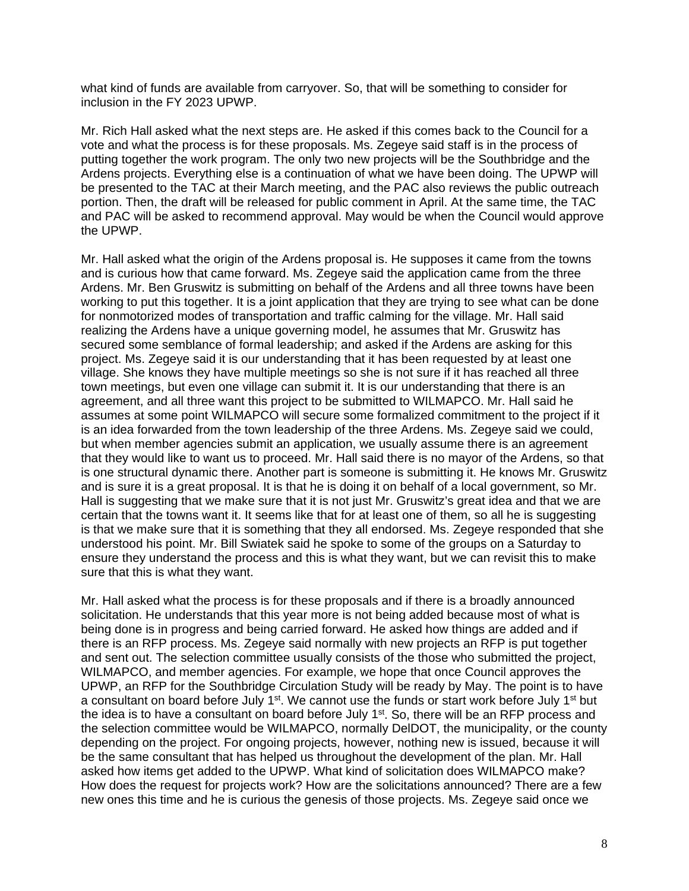what kind of funds are available from carryover. So, that will be something to consider for inclusion in the FY 2023 UPWP.

Mr. Rich Hall asked what the next steps are. He asked if this comes back to the Council for a vote and what the process is for these proposals. Ms. Zegeye said staff is in the process of putting together the work program. The only two new projects will be the Southbridge and the Ardens projects. Everything else is a continuation of what we have been doing. The UPWP will be presented to the TAC at their March meeting, and the PAC also reviews the public outreach portion. Then, the draft will be released for public comment in April. At the same time, the TAC and PAC will be asked to recommend approval. May would be when the Council would approve the UPWP.

Mr. Hall asked what the origin of the Ardens proposal is. He supposes it came from the towns and is curious how that came forward. Ms. Zegeye said the application came from the three Ardens. Mr. Ben Gruswitz is submitting on behalf of the Ardens and all three towns have been working to put this together. It is a joint application that they are trying to see what can be done for nonmotorized modes of transportation and traffic calming for the village. Mr. Hall said realizing the Ardens have a unique governing model, he assumes that Mr. Gruswitz has secured some semblance of formal leadership; and asked if the Ardens are asking for this project. Ms. Zegeye said it is our understanding that it has been requested by at least one village. She knows they have multiple meetings so she is not sure if it has reached all three town meetings, but even one village can submit it. It is our understanding that there is an agreement, and all three want this project to be submitted to WILMAPCO. Mr. Hall said he assumes at some point WILMAPCO will secure some formalized commitment to the project if it is an idea forwarded from the town leadership of the three Ardens. Ms. Zegeye said we could, but when member agencies submit an application, we usually assume there is an agreement that they would like to want us to proceed. Mr. Hall said there is no mayor of the Ardens, so that is one structural dynamic there. Another part is someone is submitting it. He knows Mr. Gruswitz and is sure it is a great proposal. It is that he is doing it on behalf of a local government, so Mr. Hall is suggesting that we make sure that it is not just Mr. Gruswitz's great idea and that we are certain that the towns want it. It seems like that for at least one of them, so all he is suggesting is that we make sure that it is something that they all endorsed. Ms. Zegeye responded that she understood his point. Mr. Bill Swiatek said he spoke to some of the groups on a Saturday to ensure they understand the process and this is what they want, but we can revisit this to make sure that this is what they want.

Mr. Hall asked what the process is for these proposals and if there is a broadly announced solicitation. He understands that this year more is not being added because most of what is being done is in progress and being carried forward. He asked how things are added and if there is an RFP process. Ms. Zegeye said normally with new projects an RFP is put together and sent out. The selection committee usually consists of the those who submitted the project, WILMAPCO, and member agencies. For example, we hope that once Council approves the UPWP, an RFP for the Southbridge Circulation Study will be ready by May. The point is to have a consultant on board before July 1st. We cannot use the funds or start work before July 1st but the idea is to have a consultant on board before July 1st. So, there will be an RFP process and the selection committee would be WILMAPCO, normally DelDOT, the municipality, or the county depending on the project. For ongoing projects, however, nothing new is issued, because it will be the same consultant that has helped us throughout the development of the plan. Mr. Hall asked how items get added to the UPWP. What kind of solicitation does WILMAPCO make? How does the request for projects work? How are the solicitations announced? There are a few new ones this time and he is curious the genesis of those projects. Ms. Zegeye said once we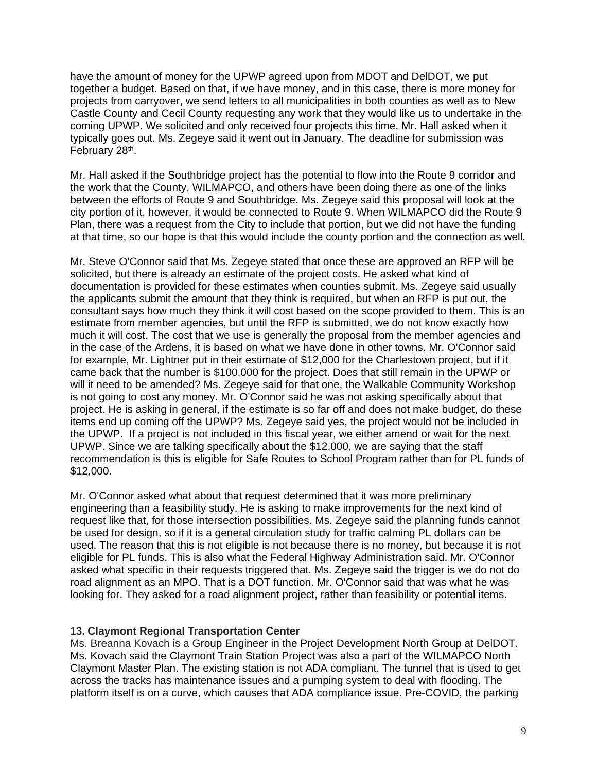have the amount of money for the UPWP agreed upon from MDOT and DelDOT, we put together a budget. Based on that, if we have money, and in this case, there is more money for projects from carryover, we send letters to all municipalities in both counties as well as to New Castle County and Cecil County requesting any work that they would like us to undertake in the coming UPWP. We solicited and only received four projects this time. Mr. Hall asked when it typically goes out. Ms. Zegeye said it went out in January. The deadline for submission was February 28th.

Mr. Hall asked if the Southbridge project has the potential to flow into the Route 9 corridor and the work that the County, WILMAPCO, and others have been doing there as one of the links between the efforts of Route 9 and Southbridge. Ms. Zegeye said this proposal will look at the city portion of it, however, it would be connected to Route 9. When WILMAPCO did the Route 9 Plan, there was a request from the City to include that portion, but we did not have the funding at that time, so our hope is that this would include the county portion and the connection as well.

Mr. Steve O'Connor said that Ms. Zegeye stated that once these are approved an RFP will be solicited, but there is already an estimate of the project costs. He asked what kind of documentation is provided for these estimates when counties submit. Ms. Zegeye said usually the applicants submit the amount that they think is required, but when an RFP is put out, the consultant says how much they think it will cost based on the scope provided to them. This is an estimate from member agencies, but until the RFP is submitted, we do not know exactly how much it will cost. The cost that we use is generally the proposal from the member agencies and in the case of the Ardens, it is based on what we have done in other towns. Mr. O'Connor said for example, Mr. Lightner put in their estimate of $12,000 for the Charlestown project, but if it came back that the number is $100,000 for the project. Does that still remain in the UPWP or will it need to be amended? Ms. Zegeye said for that one, the Walkable Community Workshop is not going to cost any money. Mr. O'Connor said he was not asking specifically about that project. He is asking in general, if the estimate is so far off and does not make budget, do these items end up coming off the UPWP? Ms. Zegeye said yes, the project would not be included in the UPWP. If a project is not included in this fiscal year, we either amend or wait for the next UPWP. Since we are talking specifically about the $12,000, we are saying that the staff recommendation is this is eligible for Safe Routes to School Program rather than for PL funds of $12,000.

Mr. O'Connor asked what about that request determined that it was more preliminary engineering than a feasibility study. He is asking to make improvements for the next kind of request like that, for those intersection possibilities. Ms. Zegeye said the planning funds cannot be used for design, so if it is a general circulation study for traffic calming PL dollars can be used. The reason that this is not eligible is not because there is no money, but because it is not eligible for PL funds. This is also what the Federal Highway Administration said. Mr. O'Connor asked what specific in their requests triggered that. Ms. Zegeye said the trigger is we do not do road alignment as an MPO. That is a DOT function. Mr. O'Connor said that was what he was looking for. They asked for a road alignment project, rather than feasibility or potential items.

**13. Claymont Regional Transportation Center**

Ms. Breanna Kovach is a Group Engineer in the Project Development North Group at DelDOT. Ms. Kovach said the Claymont Train Station Project was also a part of the WILMAPCO North Claymont Master Plan. The existing station is not ADA compliant. The tunnel that is used to get across the tracks has maintenance issues and a pumping system to deal with flooding. The platform itself is on a curve, which causes that ADA compliance issue. Pre-COVID, the parking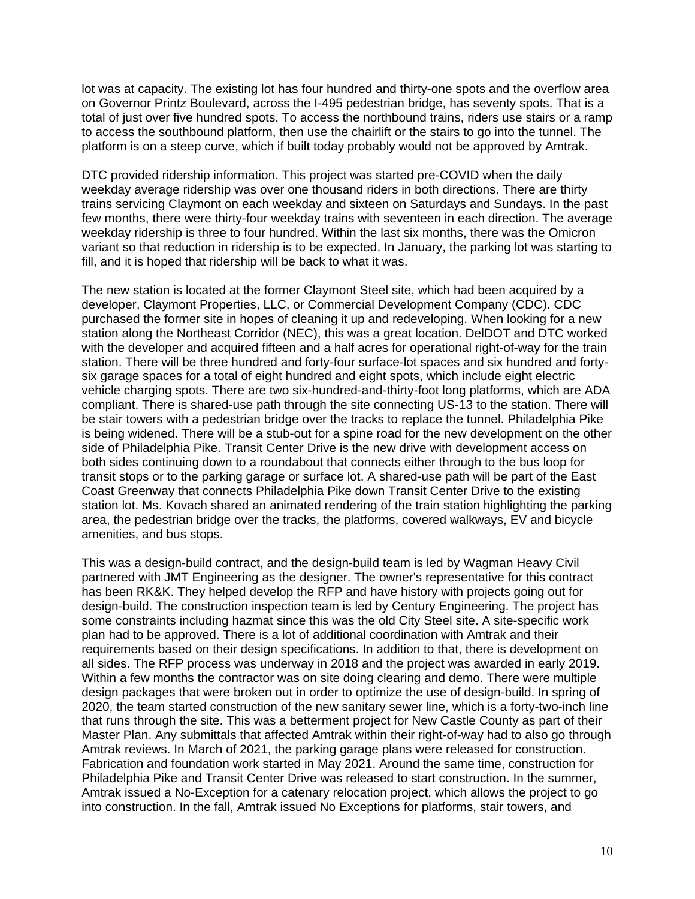lot was at capacity. The existing lot has four hundred and thirty-one spots and the overflow area on Governor Printz Boulevard, across the I-495 pedestrian bridge, has seventy spots. That is a total of just over five hundred spots. To access the northbound trains, riders use stairs or a ramp to access the southbound platform, then use the chairlift or the stairs to go into the tunnel. The platform is on a steep curve, which if built today probably would not be approved by Amtrak.

DTC provided ridership information. This project was started pre-COVID when the daily weekday average ridership was over one thousand riders in both directions. There are thirty trains servicing Claymont on each weekday and sixteen on Saturdays and Sundays. In the past few months, there were thirty-four weekday trains with seventeen in each direction. The average weekday ridership is three to four hundred. Within the last six months, there was the Omicron variant so that reduction in ridership is to be expected. In January, the parking lot was starting to fill, and it is hoped that ridership will be back to what it was.

The new station is located at the former Claymont Steel site, which had been acquired by a developer, Claymont Properties, LLC, or Commercial Development Company (CDC). CDC purchased the former site in hopes of cleaning it up and redeveloping. When looking for a new station along the Northeast Corridor (NEC), this was a great location. DelDOT and DTC worked with the developer and acquired fifteen and a half acres for operational right-of-way for the train station. There will be three hundred and forty-four surface-lot spaces and six hundred and forty-six garage spaces for a total of eight hundred and eight spots, which include eight electric vehicle charging spots. There are two six-hundred-and-thirty-foot long platforms, which are ADA compliant. There is shared-use path through the site connecting US-13 to the station. There will be stair towers with a pedestrian bridge over the tracks to replace the tunnel. Philadelphia Pike is being widened. There will be a stub-out for a spine road for the new development on the other side of Philadelphia Pike. Transit Center Drive is the new drive with development access on both sides continuing down to a roundabout that connects either through to the bus loop for transit stops or to the parking garage or surface lot. A shared-use path will be part of the East Coast Greenway that connects Philadelphia Pike down Transit Center Drive to the existing station lot. Ms. Kovach shared an animated rendering of the train station highlighting the parking area, the pedestrian bridge over the tracks, the platforms, covered walkways, EV and bicycle amenities, and bus stops.

This was a design-build contract, and the design-build team is led by Wagman Heavy Civil partnered with JMT Engineering as the designer. The owner's representative for this contract has been RK&K. They helped develop the RFP and have history with projects going out for design-build. The construction inspection team is led by Century Engineering. The project has some constraints including hazmat since this was the old City Steel site. A site-specific work plan had to be approved. There is a lot of additional coordination with Amtrak and their requirements based on their design specifications. In addition to that, there is development on all sides. The RFP process was underway in 2018 and the project was awarded in early 2019. Within a few months the contractor was on site doing clearing and demo. There were multiple design packages that were broken out in order to optimize the use of design-build. In spring of 2020, the team started construction of the new sanitary sewer line, which is a forty-two-inch line that runs through the site. This was a betterment project for New Castle County as part of their Master Plan. Any submittals that affected Amtrak within their right-of-way had to also go through Amtrak reviews. In March of 2021, the parking garage plans were released for construction. Fabrication and foundation work started in May 2021. Around the same time, construction for Philadelphia Pike and Transit Center Drive was released to start construction. In the summer, Amtrak issued a No-Exception for a catenary relocation project, which allows the project to go into construction. In the fall, Amtrak issued No Exceptions for platforms, stair towers, and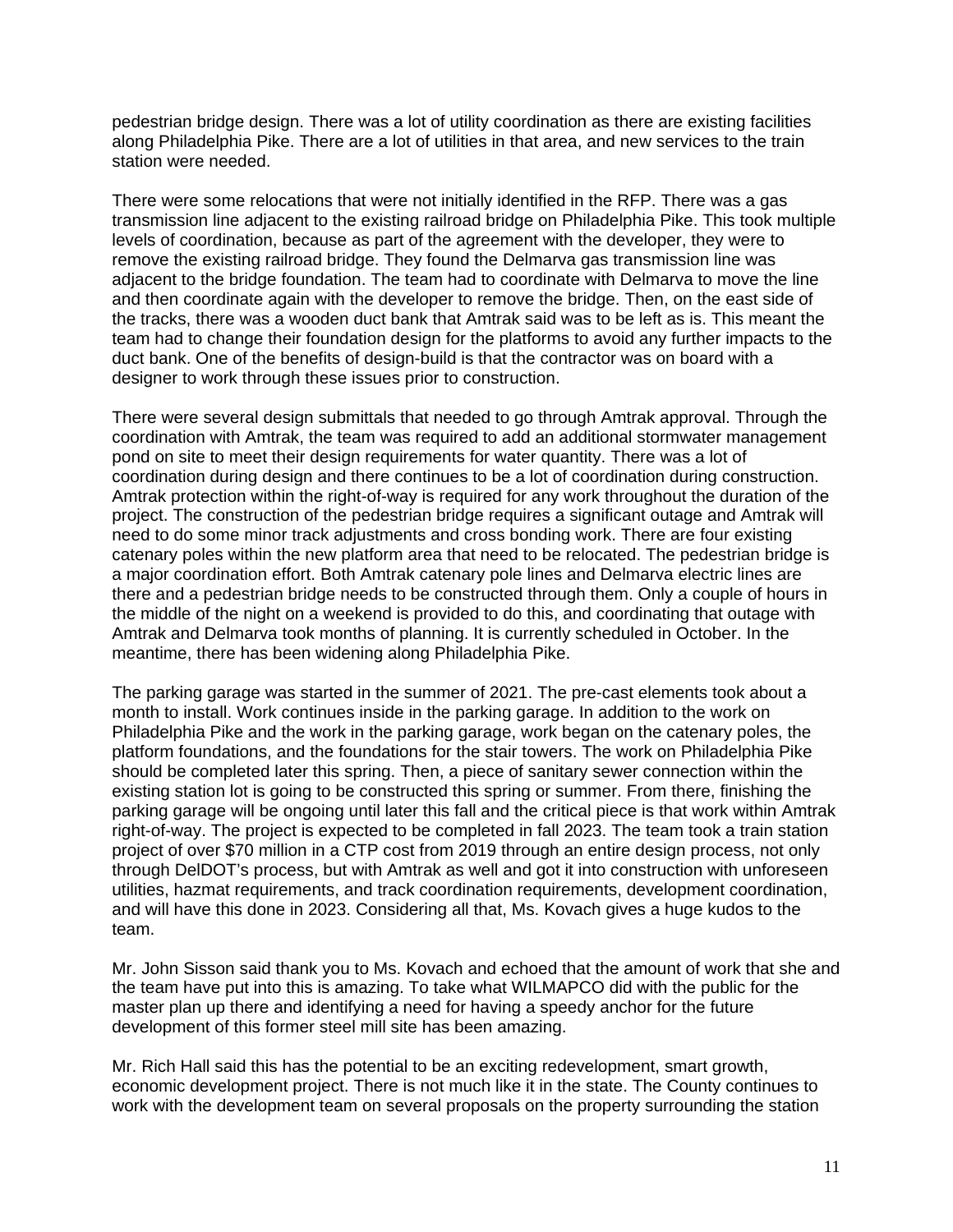pedestrian bridge design. There was a lot of utility coordination as there are existing facilities along Philadelphia Pike. There are a lot of utilities in that area, and new services to the train station were needed.

There were some relocations that were not initially identified in the RFP. There was a gas transmission line adjacent to the existing railroad bridge on Philadelphia Pike. This took multiple levels of coordination, because as part of the agreement with the developer, they were to remove the existing railroad bridge. They found the Delmarva gas transmission line was adjacent to the bridge foundation. The team had to coordinate with Delmarva to move the line and then coordinate again with the developer to remove the bridge. Then, on the east side of the tracks, there was a wooden duct bank that Amtrak said was to be left as is. This meant the team had to change their foundation design for the platforms to avoid any further impacts to the duct bank. One of the benefits of design-build is that the contractor was on board with a designer to work through these issues prior to construction.

There were several design submittals that needed to go through Amtrak approval. Through the coordination with Amtrak, the team was required to add an additional stormwater management pond on site to meet their design requirements for water quantity. There was a lot of coordination during design and there continues to be a lot of coordination during construction. Amtrak protection within the right-of-way is required for any work throughout the duration of the project. The construction of the pedestrian bridge requires a significant outage and Amtrak will need to do some minor track adjustments and cross bonding work. There are four existing catenary poles within the new platform area that need to be relocated. The pedestrian bridge is a major coordination effort. Both Amtrak catenary pole lines and Delmarva electric lines are there and a pedestrian bridge needs to be constructed through them. Only a couple of hours in the middle of the night on a weekend is provided to do this, and coordinating that outage with Amtrak and Delmarva took months of planning. It is currently scheduled in October. In the meantime, there has been widening along Philadelphia Pike.

The parking garage was started in the summer of 2021. The pre-cast elements took about a month to install. Work continues inside in the parking garage. In addition to the work on Philadelphia Pike and the work in the parking garage, work began on the catenary poles, the platform foundations, and the foundations for the stair towers. The work on Philadelphia Pike should be completed later this spring. Then, a piece of sanitary sewer connection within the existing station lot is going to be constructed this spring or summer. From there, finishing the parking garage will be ongoing until later this fall and the critical piece is that work within Amtrak right-of-way. The project is expected to be completed in fall 2023. The team took a train station project of over $70 million in a CTP cost from 2019 through an entire design process, not only through DelDOT's process, but with Amtrak as well and got it into construction with unforeseen utilities, hazmat requirements, and track coordination requirements, development coordination, and will have this done in 2023. Considering all that, Ms. Kovach gives a huge kudos to the team.

Mr. John Sisson said thank you to Ms. Kovach and echoed that the amount of work that she and the team have put into this is amazing. To take what WILMAPCO did with the public for the master plan up there and identifying a need for having a speedy anchor for the future development of this former steel mill site has been amazing.

Mr. Rich Hall said this has the potential to be an exciting redevelopment, smart growth, economic development project. There is not much like it in the state. The County continues to work with the development team on several proposals on the property surrounding the station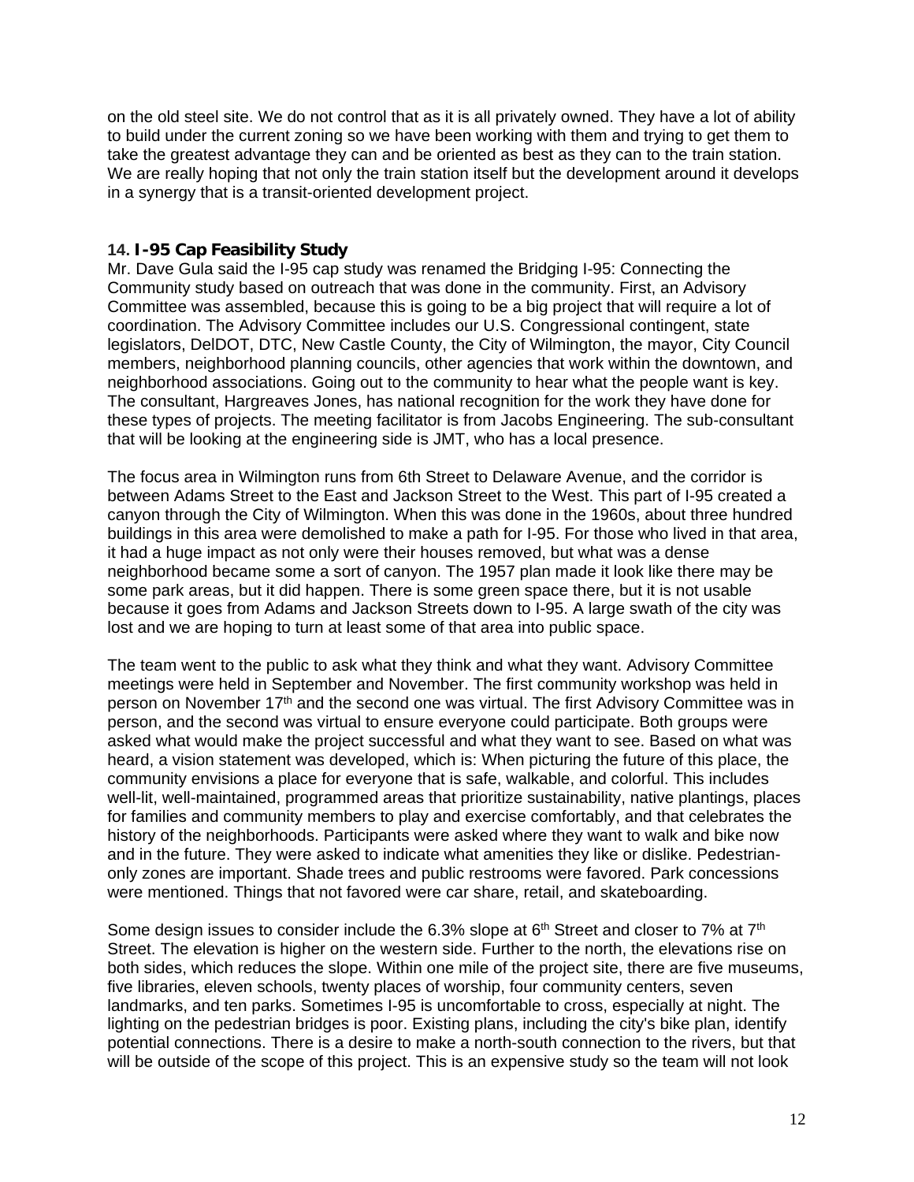on the old steel site. We do not control that as it is all privately owned. They have a lot of ability to build under the current zoning so we have been working with them and trying to get them to take the greatest advantage they can and be oriented as best as they can to the train station. We are really hoping that not only the train station itself but the development around it develops in a synergy that is a transit-oriented development project.

### 14. I-95 Cap Feasibility Study

Mr. Dave Gula said the I-95 cap study was renamed the Bridging I-95: Connecting the Community study based on outreach that was done in the community. First, an Advisory Committee was assembled, because this is going to be a big project that will require a lot of coordination. The Advisory Committee includes our U.S. Congressional contingent, state legislators, DelDOT, DTC, New Castle County, the City of Wilmington, the mayor, City Council members, neighborhood planning councils, other agencies that work within the downtown, and neighborhood associations. Going out to the community to hear what the people want is key. The consultant, Hargreaves Jones, has national recognition for the work they have done for these types of projects. The meeting facilitator is from Jacobs Engineering. The sub-consultant that will be looking at the engineering side is JMT, who has a local presence.

The focus area in Wilmington runs from 6th Street to Delaware Avenue, and the corridor is between Adams Street to the East and Jackson Street to the West. This part of I-95 created a canyon through the City of Wilmington. When this was done in the 1960s, about three hundred buildings in this area were demolished to make a path for I-95. For those who lived in that area, it had a huge impact as not only were their houses removed, but what was a dense neighborhood became some a sort of canyon. The 1957 plan made it look like there may be some park areas, but it did happen. There is some green space there, but it is not usable because it goes from Adams and Jackson Streets down to I-95. A large swath of the city was lost and we are hoping to turn at least some of that area into public space.

The team went to the public to ask what they think and what they want. Advisory Committee meetings were held in September and November. The first community workshop was held in person on November 17th and the second one was virtual. The first Advisory Committee was in person, and the second was virtual to ensure everyone could participate. Both groups were asked what would make the project successful and what they want to see. Based on what was heard, a vision statement was developed, which is: When picturing the future of this place, the community envisions a place for everyone that is safe, walkable, and colorful. This includes well-lit, well-maintained, programmed areas that prioritize sustainability, native plantings, places for families and community members to play and exercise comfortably, and that celebrates the history of the neighborhoods. Participants were asked where they want to walk and bike now and in the future. They were asked to indicate what amenities they like or dislike. Pedestrian-only zones are important. Shade trees and public restrooms were favored. Park concessions were mentioned. Things that not favored were car share, retail, and skateboarding.

Some design issues to consider include the 6.3% slope at 6th Street and closer to 7% at 7th Street. The elevation is higher on the western side. Further to the north, the elevations rise on both sides, which reduces the slope. Within one mile of the project site, there are five museums, five libraries, eleven schools, twenty places of worship, four community centers, seven landmarks, and ten parks. Sometimes I-95 is uncomfortable to cross, especially at night. The lighting on the pedestrian bridges is poor. Existing plans, including the city's bike plan, identify potential connections. There is a desire to make a north-south connection to the rivers, but that will be outside of the scope of this project. This is an expensive study so the team will not look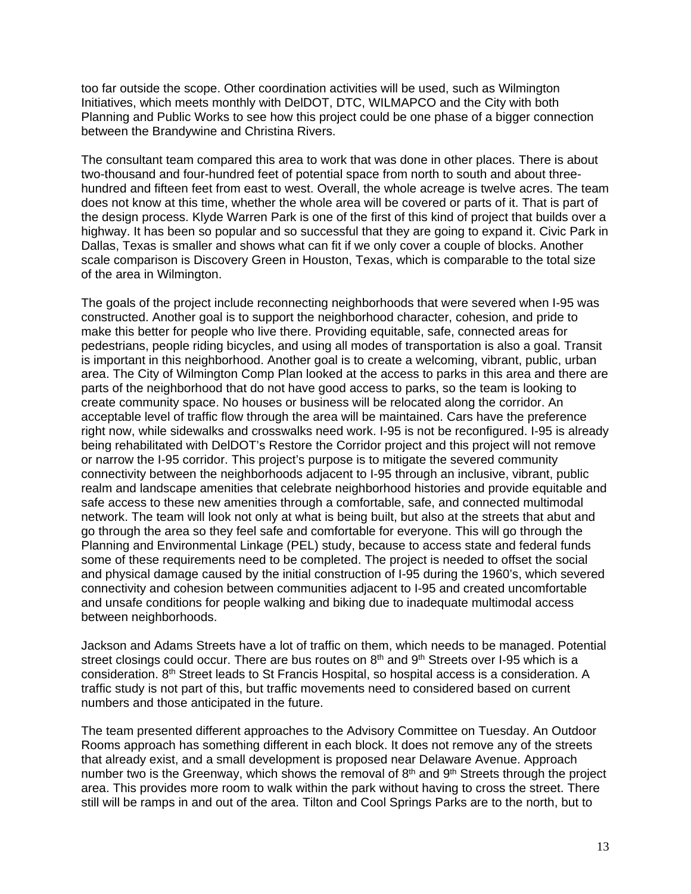too far outside the scope. Other coordination activities will be used, such as Wilmington Initiatives, which meets monthly with DelDOT, DTC, WILMAPCO and the City with both Planning and Public Works to see how this project could be one phase of a bigger connection between the Brandywine and Christina Rivers.

The consultant team compared this area to work that was done in other places. There is about two-thousand and four-hundred feet of potential space from north to south and about three-hundred and fifteen feet from east to west. Overall, the whole acreage is twelve acres. The team does not know at this time, whether the whole area will be covered or parts of it. That is part of the design process. Klyde Warren Park is one of the first of this kind of project that builds over a highway. It has been so popular and so successful that they are going to expand it. Civic Park in Dallas, Texas is smaller and shows what can fit if we only cover a couple of blocks. Another scale comparison is Discovery Green in Houston, Texas, which is comparable to the total size of the area in Wilmington.

The goals of the project include reconnecting neighborhoods that were severed when I-95 was constructed. Another goal is to support the neighborhood character, cohesion, and pride to make this better for people who live there. Providing equitable, safe, connected areas for pedestrians, people riding bicycles, and using all modes of transportation is also a goal. Transit is important in this neighborhood. Another goal is to create a welcoming, vibrant, public, urban area. The City of Wilmington Comp Plan looked at the access to parks in this area and there are parts of the neighborhood that do not have good access to parks, so the team is looking to create community space. No houses or business will be relocated along the corridor. An acceptable level of traffic flow through the area will be maintained. Cars have the preference right now, while sidewalks and crosswalks need work. I-95 is not be reconfigured. I-95 is already being rehabilitated with DelDOT's Restore the Corridor project and this project will not remove or narrow the I-95 corridor. This project's purpose is to mitigate the severed community connectivity between the neighborhoods adjacent to I-95 through an inclusive, vibrant, public realm and landscape amenities that celebrate neighborhood histories and provide equitable and safe access to these new amenities through a comfortable, safe, and connected multimodal network. The team will look not only at what is being built, but also at the streets that abut and go through the area so they feel safe and comfortable for everyone. This will go through the Planning and Environmental Linkage (PEL) study, because to access state and federal funds some of these requirements need to be completed. The project is needed to offset the social and physical damage caused by the initial construction of I-95 during the 1960's, which severed connectivity and cohesion between communities adjacent to I-95 and created uncomfortable and unsafe conditions for people walking and biking due to inadequate multimodal access between neighborhoods.

Jackson and Adams Streets have a lot of traffic on them, which needs to be managed. Potential street closings could occur. There are bus routes on 8th and 9th Streets over I-95 which is a consideration. 8th Street leads to St Francis Hospital, so hospital access is a consideration. A traffic study is not part of this, but traffic movements need to considered based on current numbers and those anticipated in the future.

The team presented different approaches to the Advisory Committee on Tuesday. An Outdoor Rooms approach has something different in each block. It does not remove any of the streets that already exist, and a small development is proposed near Delaware Avenue. Approach number two is the Greenway, which shows the removal of 8th and 9th Streets through the project area. This provides more room to walk within the park without having to cross the street. There still will be ramps in and out of the area. Tilton and Cool Springs Parks are to the north, but to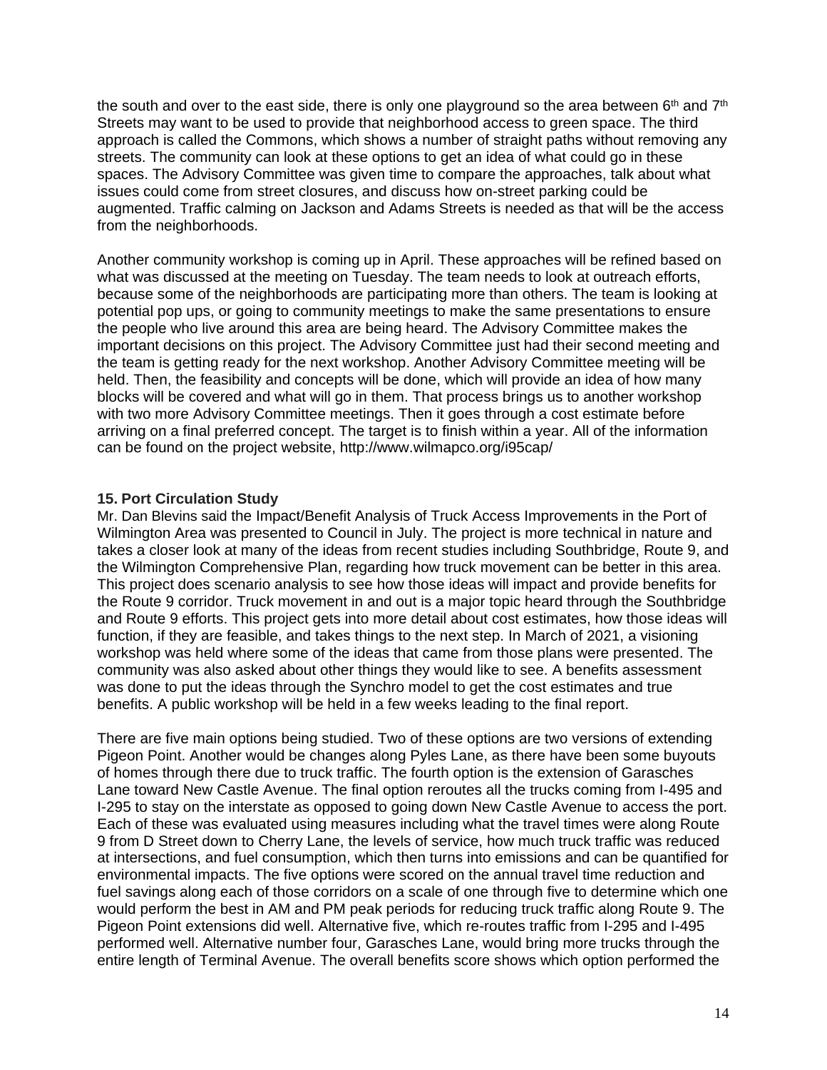the south and over to the east side, there is only one playground so the area between 6th and 7th Streets may want to be used to provide that neighborhood access to green space. The third approach is called the Commons, which shows a number of straight paths without removing any streets. The community can look at these options to get an idea of what could go in these spaces. The Advisory Committee was given time to compare the approaches, talk about what issues could come from street closures, and discuss how on-street parking could be augmented. Traffic calming on Jackson and Adams Streets is needed as that will be the access from the neighborhoods.

Another community workshop is coming up in April. These approaches will be refined based on what was discussed at the meeting on Tuesday. The team needs to look at outreach efforts, because some of the neighborhoods are participating more than others. The team is looking at potential pop ups, or going to community meetings to make the same presentations to ensure the people who live around this area are being heard. The Advisory Committee makes the important decisions on this project. The Advisory Committee just had their second meeting and the team is getting ready for the next workshop. Another Advisory Committee meeting will be held. Then, the feasibility and concepts will be done, which will provide an idea of how many blocks will be covered and what will go in them. That process brings us to another workshop with two more Advisory Committee meetings. Then it goes through a cost estimate before arriving on a final preferred concept. The target is to finish within a year. All of the information can be found on the project website, http://www.wilmapco.org/i95cap/

**15. Port Circulation Study**

Mr. Dan Blevins said the Impact/Benefit Analysis of Truck Access Improvements in the Port of Wilmington Area was presented to Council in July. The project is more technical in nature and takes a closer look at many of the ideas from recent studies including Southbridge, Route 9, and the Wilmington Comprehensive Plan, regarding how truck movement can be better in this area. This project does scenario analysis to see how those ideas will impact and provide benefits for the Route 9 corridor. Truck movement in and out is a major topic heard through the Southbridge and Route 9 efforts. This project gets into more detail about cost estimates, how those ideas will function, if they are feasible, and takes things to the next step. In March of 2021, a visioning workshop was held where some of the ideas that came from those plans were presented. The community was also asked about other things they would like to see. A benefits assessment was done to put the ideas through the Synchro model to get the cost estimates and true benefits. A public workshop will be held in a few weeks leading to the final report.

There are five main options being studied. Two of these options are two versions of extending Pigeon Point. Another would be changes along Pyles Lane, as there have been some buyouts of homes through there due to truck traffic. The fourth option is the extension of Garasches Lane toward New Castle Avenue. The final option reroutes all the trucks coming from I-495 and I-295 to stay on the interstate as opposed to going down New Castle Avenue to access the port. Each of these was evaluated using measures including what the travel times were along Route 9 from D Street down to Cherry Lane, the levels of service, how much truck traffic was reduced at intersections, and fuel consumption, which then turns into emissions and can be quantified for environmental impacts. The five options were scored on the annual travel time reduction and fuel savings along each of those corridors on a scale of one through five to determine which one would perform the best in AM and PM peak periods for reducing truck traffic along Route 9. The Pigeon Point extensions did well. Alternative five, which re-routes traffic from I-295 and I-495 performed well. Alternative number four, Garasches Lane, would bring more trucks through the entire length of Terminal Avenue. The overall benefits score shows which option performed the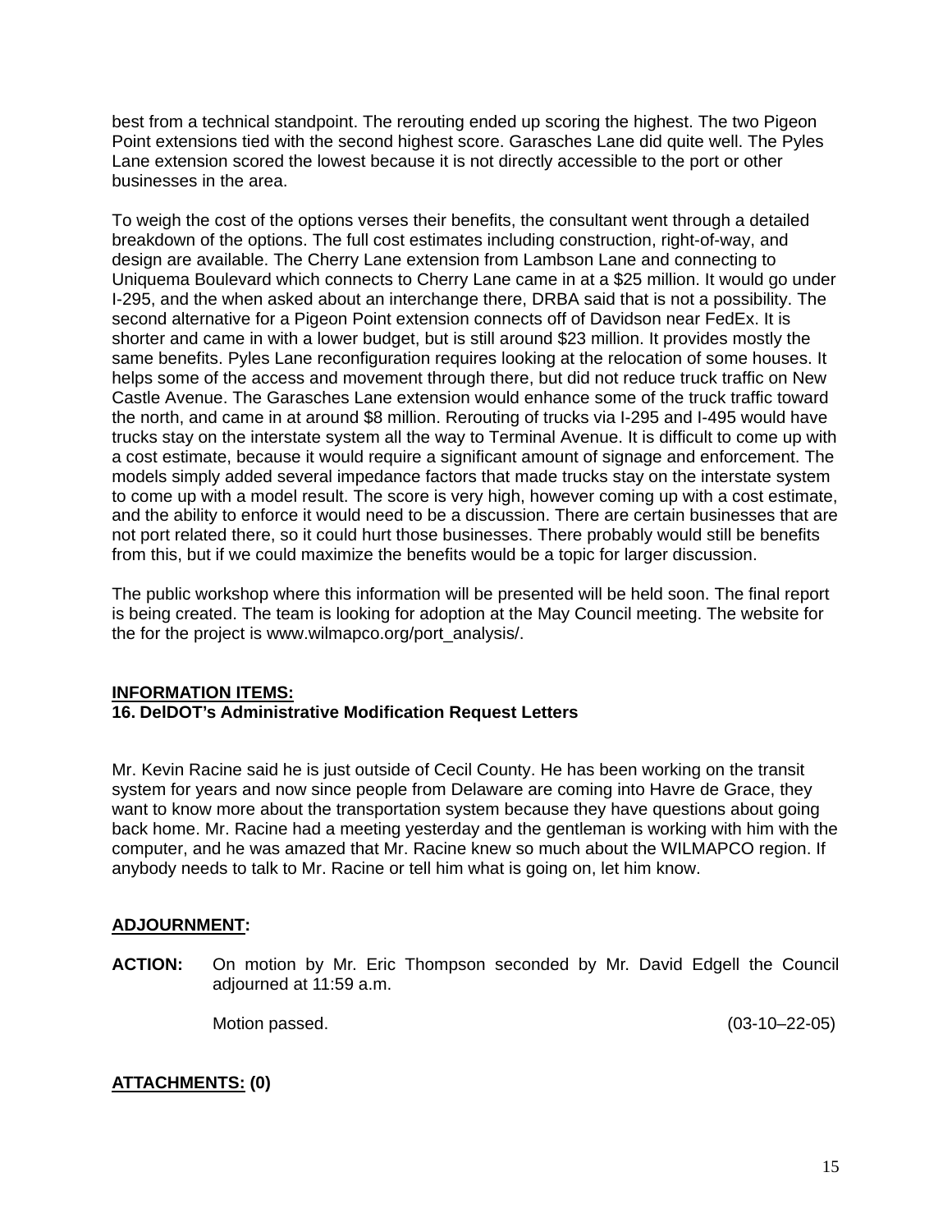best from a technical standpoint. The rerouting ended up scoring the highest. The two Pigeon Point extensions tied with the second highest score. Garasches Lane did quite well. The Pyles Lane extension scored the lowest because it is not directly accessible to the port or other businesses in the area.

To weigh the cost of the options verses their benefits, the consultant went through a detailed breakdown of the options. The full cost estimates including construction, right-of-way, and design are available. The Cherry Lane extension from Lambson Lane and connecting to Uniquema Boulevard which connects to Cherry Lane came in at a $25 million. It would go under I-295, and the when asked about an interchange there, DRBA said that is not a possibility. The second alternative for a Pigeon Point extension connects off of Davidson near FedEx. It is shorter and came in with a lower budget, but is still around $23 million. It provides mostly the same benefits. Pyles Lane reconfiguration requires looking at the relocation of some houses. It helps some of the access and movement through there, but did not reduce truck traffic on New Castle Avenue. The Garasches Lane extension would enhance some of the truck traffic toward the north, and came in at around $8 million. Rerouting of trucks via I-295 and I-495 would have trucks stay on the interstate system all the way to Terminal Avenue. It is difficult to come up with a cost estimate, because it would require a significant amount of signage and enforcement. The models simply added several impedance factors that made trucks stay on the interstate system to come up with a model result. The score is very high, however coming up with a cost estimate, and the ability to enforce it would need to be a discussion. There are certain businesses that are not port related there, so it could hurt those businesses. There probably would still be benefits from this, but if we could maximize the benefits would be a topic for larger discussion.

The public workshop where this information will be presented will be held soon. The final report is being created. The team is looking for adoption at the May Council meeting. The website for the for the project is www.wilmapco.org/port_analysis/.

**INFORMATION ITEMS:**

**16. DelDOT's Administrative Modification Request Letters**

Mr. Kevin Racine said he is just outside of Cecil County. He has been working on the transit system for years and now since people from Delaware are coming into Havre de Grace, they want to know more about the transportation system because they have questions about going back home. Mr. Racine had a meeting yesterday and the gentleman is working with him with the computer, and he was amazed that Mr. Racine knew so much about the WILMAPCO region. If anybody needs to talk to Mr. Racine or tell him what is going on, let him know.

**ADJOURNMENT:**

**ACTION:** On motion by Mr. Eric Thompson seconded by Mr. David Edgell the Council adjourned at 11:59 a.m.

Motion passed. (03-10–22-05)

**ATTACHMENTS: (0)**